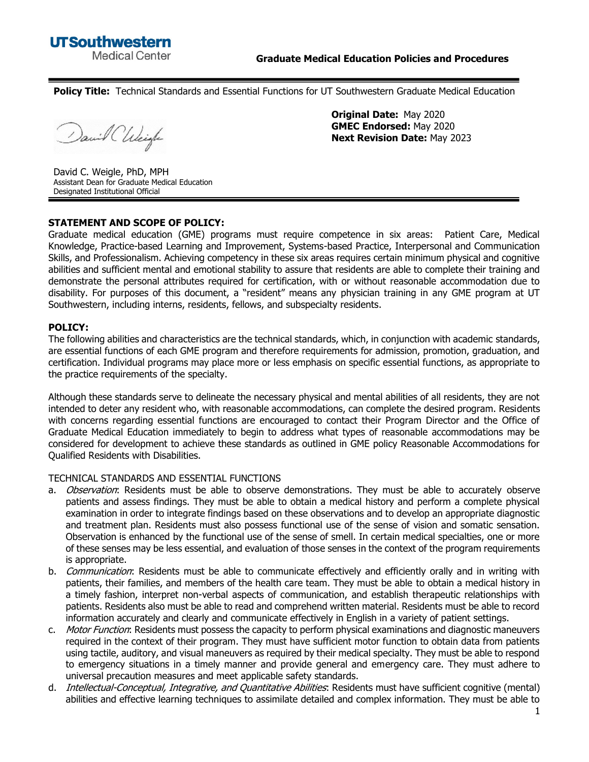**UTSouthwestern**
Medical Center

**Graduate Medical Education Policies and Procedures**

---

**Policy Title:** Technical Standards and Essential Functions for UT Southwestern Graduate Medical Education

**Original Date:** May 2020
**GMEC Endorsed:** May 2020
**Next Revision Date:** May 2023

David C. Weigle, PhD, MPH
Assistant Dean for Graduate Medical Education
Designated Institutional Official

---

**STATEMENT AND SCOPE OF POLICY:**

Graduate medical education (GME) programs must require competence in six areas: Patient Care, Medical Knowledge, Practice-based Learning and Improvement, Systems-based Practice, Interpersonal and Communication Skills, and Professionalism. Achieving competency in these six areas requires certain minimum physical and cognitive abilities and sufficient mental and emotional stability to assure that residents are able to complete their training and demonstrate the personal attributes required for certification, with or without reasonable accommodation due to disability. For purposes of this document, a "resident" means any physician training in any GME program at UT Southwestern, including interns, residents, fellows, and subspecialty residents.

**POLICY:**

The following abilities and characteristics are the technical standards, which, in conjunction with academic standards, are essential functions of each GME program and therefore requirements for admission, promotion, graduation, and certification. Individual programs may place more or less emphasis on specific essential functions, as appropriate to the practice requirements of the specialty.

Although these standards serve to delineate the necessary physical and mental abilities of all residents, they are not intended to deter any resident who, with reasonable accommodations, can complete the desired program. Residents with concerns regarding essential functions are encouraged to contact their Program Director and the Office of Graduate Medical Education immediately to begin to address what types of reasonable accommodations may be considered for development to achieve these standards as outlined in GME policy Reasonable Accommodations for Qualified Residents with Disabilities.

TECHNICAL STANDARDS AND ESSENTIAL FUNCTIONS

a. *Observation*: Residents must be able to observe demonstrations. They must be able to accurately observe patients and assess findings. They must be able to obtain a medical history and perform a complete physical examination in order to integrate findings based on these observations and to develop an appropriate diagnostic and treatment plan. Residents must also possess functional use of the sense of vision and somatic sensation. Observation is enhanced by the functional use of the sense of smell. In certain medical specialties, one or more of these senses may be less essential, and evaluation of those senses in the context of the program requirements is appropriate.
b. *Communication*: Residents must be able to communicate effectively and efficiently orally and in writing with patients, their families, and members of the health care team. They must be able to obtain a medical history in a timely fashion, interpret non-verbal aspects of communication, and establish therapeutic relationships with patients. Residents also must be able to read and comprehend written material. Residents must be able to record information accurately and clearly and communicate effectively in English in a variety of patient settings.
c. *Motor Function*: Residents must possess the capacity to perform physical examinations and diagnostic maneuvers required in the context of their program. They must have sufficient motor function to obtain data from patients using tactile, auditory, and visual maneuvers as required by their medical specialty. They must be able to respond to emergency situations in a timely manner and provide general and emergency care. They must adhere to universal precaution measures and meet applicable safety standards.
d. *Intellectual-Conceptual, Integrative, and Quantitative Abilities*: Residents must have sufficient cognitive (mental) abilities and effective learning techniques to assimilate detailed and complex information. They must be able to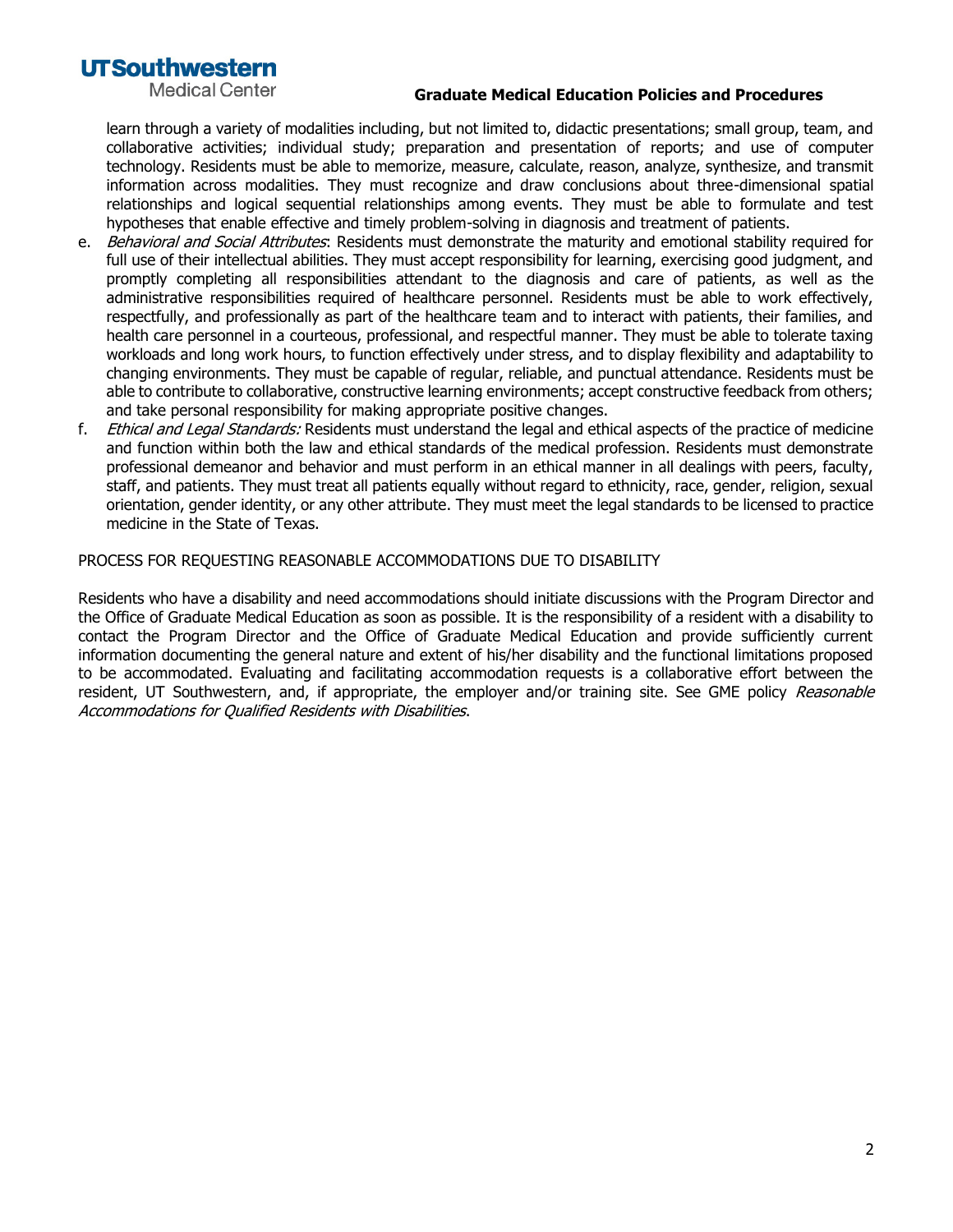learn through a variety of modalities including, but not limited to, didactic presentations; small group, team, and collaborative activities; individual study; preparation and presentation of reports; and use of computer technology. Residents must be able to memorize, measure, calculate, reason, analyze, synthesize, and transmit information across modalities. They must recognize and draw conclusions about three-dimensional spatial relationships and logical sequential relationships among events. They must be able to formulate and test hypotheses that enable effective and timely problem-solving in diagnosis and treatment of patients.

e. *Behavioral and Social Attributes*: Residents must demonstrate the maturity and emotional stability required for full use of their intellectual abilities. They must accept responsibility for learning, exercising good judgment, and promptly completing all responsibilities attendant to the diagnosis and care of patients, as well as the administrative responsibilities required of healthcare personnel. Residents must be able to work effectively, respectfully, and professionally as part of the healthcare team and to interact with patients, their families, and health care personnel in a courteous, professional, and respectful manner. They must be able to tolerate taxing workloads and long work hours, to function effectively under stress, and to display flexibility and adaptability to changing environments. They must be capable of regular, reliable, and punctual attendance. Residents must be able to contribute to collaborative, constructive learning environments; accept constructive feedback from others; and take personal responsibility for making appropriate positive changes.

f. *Ethical and Legal Standards:* Residents must understand the legal and ethical aspects of the practice of medicine and function within both the law and ethical standards of the medical profession. Residents must demonstrate professional demeanor and behavior and must perform in an ethical manner in all dealings with peers, faculty, staff, and patients. They must treat all patients equally without regard to ethnicity, race, gender, religion, sexual orientation, gender identity, or any other attribute. They must meet the legal standards to be licensed to practice medicine in the State of Texas.

PROCESS FOR REQUESTING REASONABLE ACCOMMODATIONS DUE TO DISABILITY

Residents who have a disability and need accommodations should initiate discussions with the Program Director and the Office of Graduate Medical Education as soon as possible. It is the responsibility of a resident with a disability to contact the Program Director and the Office of Graduate Medical Education and provide sufficiently current information documenting the general nature and extent of his/her disability and the functional limitations proposed to be accommodated. Evaluating and facilitating accommodation requests is a collaborative effort between the resident, UT Southwestern, and, if appropriate, the employer and/or training site. See GME policy *Reasonable Accommodations for Qualified Residents with Disabilities*.